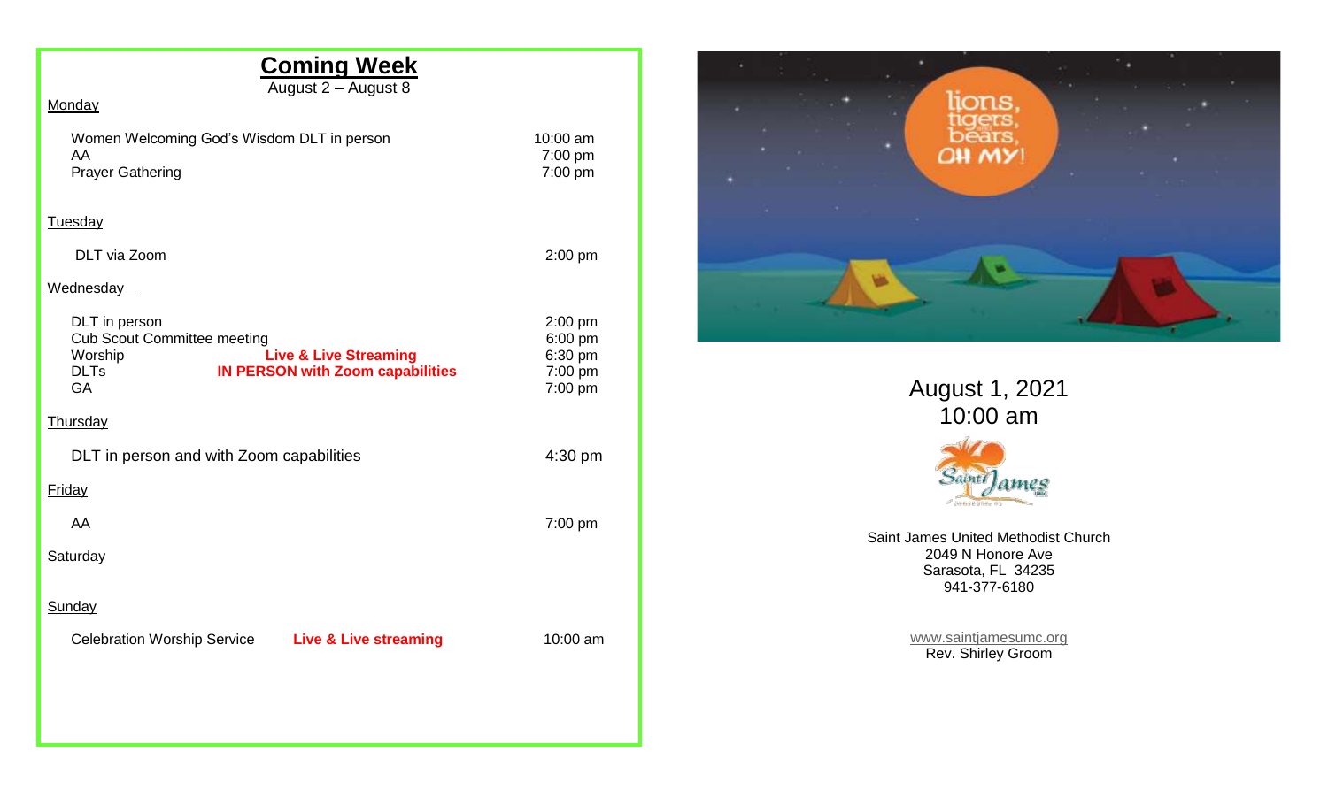## Coming Week

August 2 – August 8

**Monday**

| | | |
|---|---|---|
| Women Welcoming God's Wisdom DLT in person | | 10:00 am |
| AA | | 7:00 pm |
| Prayer Gathering | | 7:00 pm |

**Tuesday**

| | | |
|---|---|---|
| DLT via Zoom | | 2:00 pm |

**Wednesday**

| | | |
|---|---|---|
| DLT in person | | 2:00 pm |
| Cub Scout Committee meeting | | 6:00 pm |
| Worship | **Live & Live Streaming** | 6:30 pm |
| DLTs | **IN PERSON with Zoom capabilities** | 7:00 pm |
| GA | | 7:00 pm |

**Thursday**

| | | |
|---|---|---|
| DLT in person and with Zoom capabilities | | 4:30 pm |

**Friday**

| | | |
|---|---|---|
| AA | | 7:00 pm |

**Saturday**

**Sunday**

| | | |
|---|---|---|
| Celebration Worship Service | **Live & Live streaming** | 10:00 am |

lions, tigers, and bears, OH MY!

August 1, 2021
10:00 am

Saint James UMC

Saint James United Methodist Church
2049 N Honore Ave
Sarasota, FL 34235
941-377-6180

www.saintjamesumc.org
Rev. Shirley Groom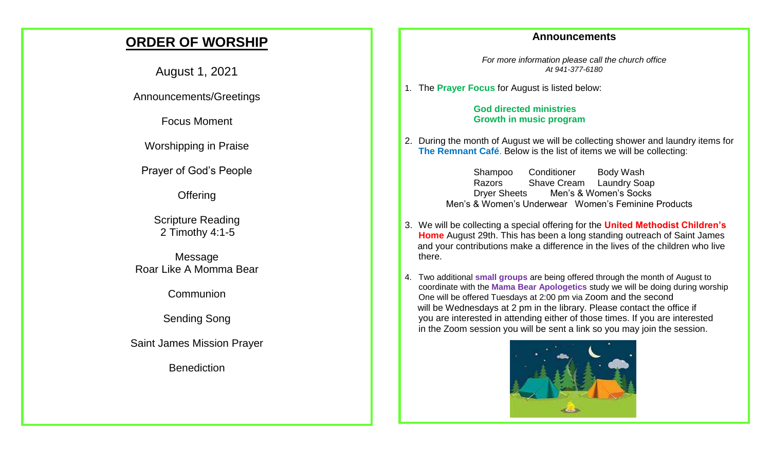# ORDER OF WORSHIP

August 1, 2021

Announcements/Greetings

Focus Moment

Worshipping in Praise

Prayer of God's People

Offering

Scripture Reading
2 Timothy 4:1-5

Message
Roar Like A Momma Bear

Communion

Sending Song

Saint James Mission Prayer

Benediction

## Announcements

*For more information please call the church office*
*At 941-377-6180*

1. The **Prayer Focus** for August is listed below:

   **God directed ministries**
   **Growth in music program**

2. During the month of August we will be collecting shower and laundry items for **The Remnant Café**. Below is the list of items we will be collecting:

   Shampoo  Conditioner  Body Wash
   Razors  Shave Cream  Laundry Soap
   Dryer Sheets  Men's & Women's Socks
   Men's & Women's Underwear  Women's Feminine Products

3. We will be collecting a special offering for the **United Methodist Children's Home** August 29th. This has been a long standing outreach of Saint James and your contributions make a difference in the lives of the children who live there.

4. Two additional **small groups** are being offered through the month of August to coordinate with the **Mama Bear Apologetics** study we will be doing during worship One will be offered Tuesdays at 2:00 pm via Zoom and the second will be Wednesdays at 2 pm in the library. Please contact the office if you are interested in attending either of those times. If you are interested in the Zoom session you will be sent a link so you may join the session.